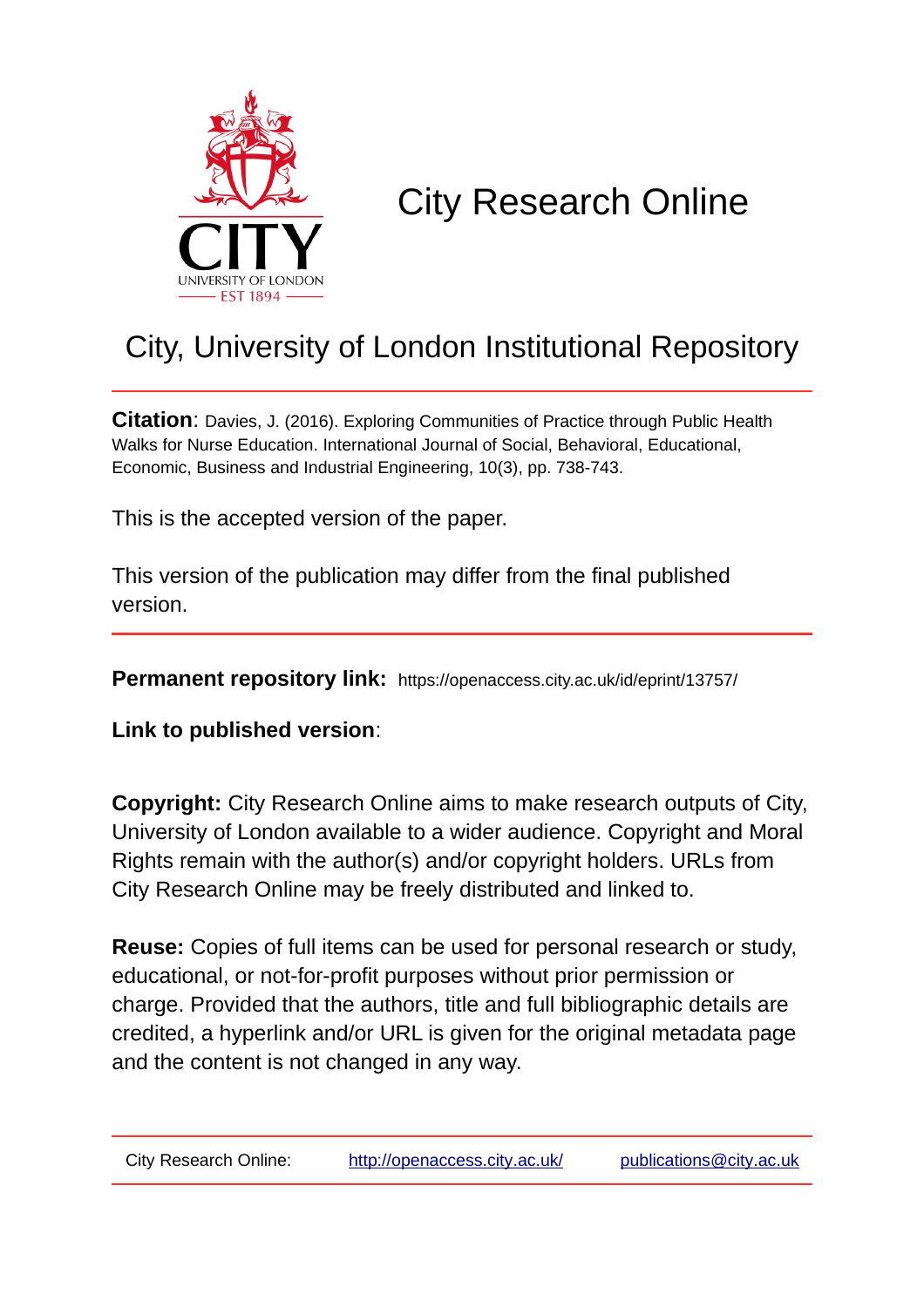# City Research Online

## City, University of London Institutional Repository

**Citation**: Davies, J. (2016). Exploring Communities of Practice through Public Health Walks for Nurse Education. International Journal of Social, Behavioral, Educational, Economic, Business and Industrial Engineering, 10(3), pp. 738-743.

This is the accepted version of the paper.

This version of the publication may differ from the final published version.

---

**Permanent repository link:** https://openaccess.city.ac.uk/id/eprint/13757/

**Link to published version**:

**Copyright:** City Research Online aims to make research outputs of City, University of London available to a wider audience. Copyright and Moral Rights remain with the author(s) and/or copyright holders. URLs from City Research Online may be freely distributed and linked to.

**Reuse:** Copies of full items can be used for personal research or study, educational, or not-for-profit purposes without prior permission or charge. Provided that the authors, title and full bibliographic details are credited, a hyperlink and/or URL is given for the original metadata page and the content is not changed in any way.

---

City Research Online: http://openaccess.city.ac.uk/ publications@city.ac.uk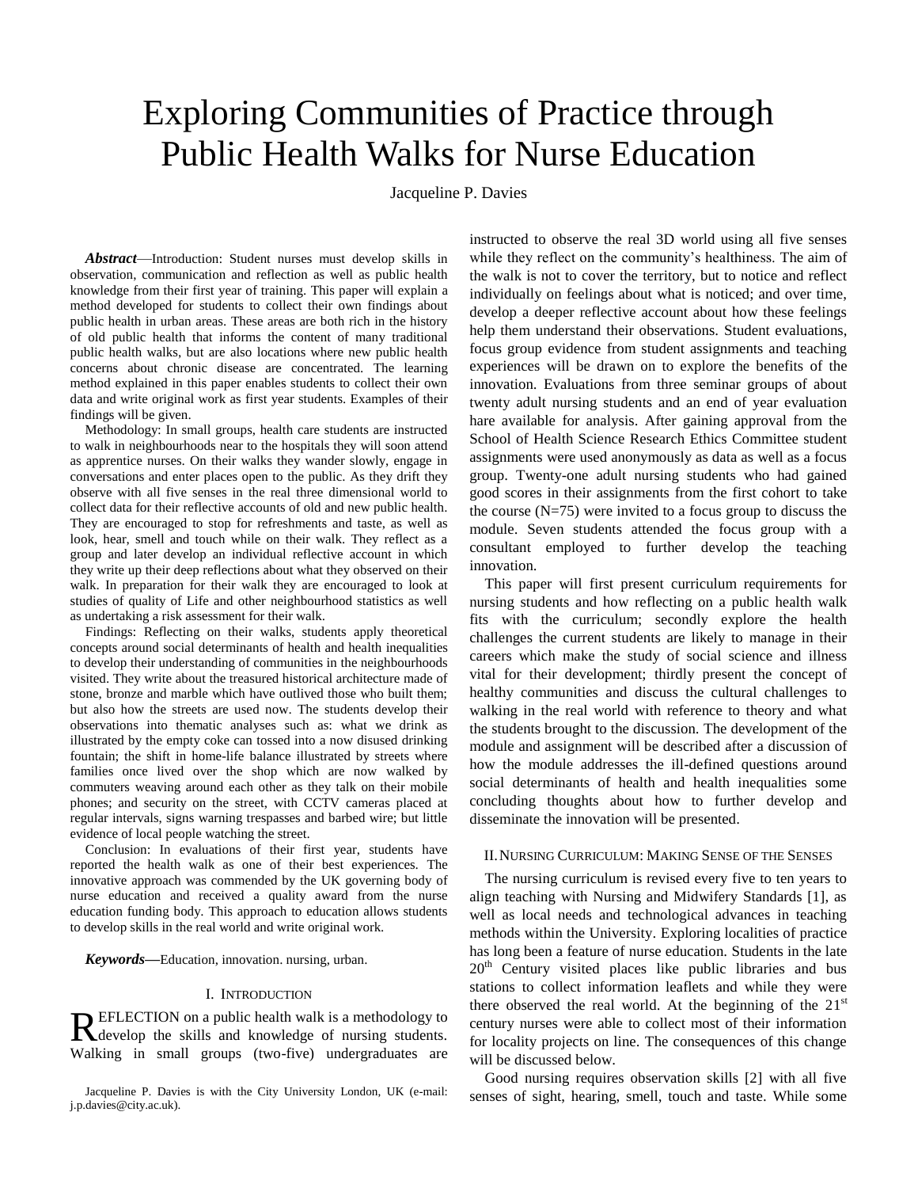# Exploring Communities of Practice through Public Health Walks for Nurse Education

Jacqueline P. Davies

***Abstract*****—**Introduction: Student nurses must develop skills in observation, communication and reflection as well as public health knowledge from their first year of training. This paper will explain a method developed for students to collect their own findings about public health in urban areas. These areas are both rich in the history of old public health that informs the content of many traditional public health walks, but are also locations where new public health concerns about chronic disease are concentrated. The learning method explained in this paper enables students to collect their own data and write original work as first year students. Examples of their findings will be given.

Methodology: In small groups, health care students are instructed to walk in neighbourhoods near to the hospitals they will soon attend as apprentice nurses. On their walks they wander slowly, engage in conversations and enter places open to the public. As they drift they observe with all five senses in the real three dimensional world to collect data for their reflective accounts of old and new public health. They are encouraged to stop for refreshments and taste, as well as look, hear, smell and touch while on their walk. They reflect as a group and later develop an individual reflective account in which they write up their deep reflections about what they observed on their walk. In preparation for their walk they are encouraged to look at studies of quality of Life and other neighbourhood statistics as well as undertaking a risk assessment for their walk.

Findings: Reflecting on their walks, students apply theoretical concepts around social determinants of health and health inequalities to develop their understanding of communities in the neighbourhoods visited. They write about the treasured historical architecture made of stone, bronze and marble which have outlived those who built them; but also how the streets are used now. The students develop their observations into thematic analyses such as: what we drink as illustrated by the empty coke can tossed into a now disused drinking fountain; the shift in home-life balance illustrated by streets where families once lived over the shop which are now walked by commuters weaving around each other as they talk on their mobile phones; and security on the street, with CCTV cameras placed at regular intervals, signs warning trespasses and barbed wire; but little evidence of local people watching the street.

Conclusion: In evaluations of their first year, students have reported the health walk as one of their best experiences. The innovative approach was commended by the UK governing body of nurse education and received a quality award from the nurse education funding body. This approach to education allows students to develop skills in the real world and write original work.

***Keywords*****—**Education, innovation. nursing, urban.

## I. Introduction

Reflection on a public health walk is a methodology to develop the skills and knowledge of nursing students. Walking in small groups (two-five) undergraduates are instructed to observe the real 3D world using all five senses while they reflect on the community's healthiness. The aim of the walk is not to cover the territory, but to notice and reflect individually on feelings about what is noticed; and over time, develop a deeper reflective account about how these feelings help them understand their observations. Student evaluations, focus group evidence from student assignments and teaching experiences will be drawn on to explore the benefits of the innovation. Evaluations from three seminar groups of about twenty adult nursing students and an end of year evaluation hare available for analysis. After gaining approval from the School of Health Science Research Ethics Committee student assignments were used anonymously as data as well as a focus group. Twenty-one adult nursing students who had gained good scores in their assignments from the first cohort to take the course (N=75) were invited to a focus group to discuss the module. Seven students attended the focus group with a consultant employed to further develop the teaching innovation.

This paper will first present curriculum requirements for nursing students and how reflecting on a public health walk fits with the curriculum; secondly explore the health challenges the current students are likely to manage in their careers which make the study of social science and illness vital for their development; thirdly present the concept of healthy communities and discuss the cultural challenges to walking in the real world with reference to theory and what the students brought to the discussion. The development of the module and assignment will be described after a discussion of how the module addresses the ill-defined questions around social determinants of health and health inequalities some concluding thoughts about how to further develop and disseminate the innovation will be presented.

## II. Nursing Curriculum: Making Sense of the Senses

The nursing curriculum is revised every five to ten years to align teaching with Nursing and Midwifery Standards [1], as well as local needs and technological advances in teaching methods within the University. Exploring localities of practice has long been a feature of nurse education. Students in the late 20th Century visited places like public libraries and bus stations to collect information leaflets and while they were there observed the real world. At the beginning of the 21st century nurses were able to collect most of their information for locality projects on line. The consequences of this change will be discussed below.

Good nursing requires observation skills [2] with all five senses of sight, hearing, smell, touch and taste. While some

Jacqueline P. Davies is with the City University London, UK (e-mail: j.p.davies@city.ac.uk).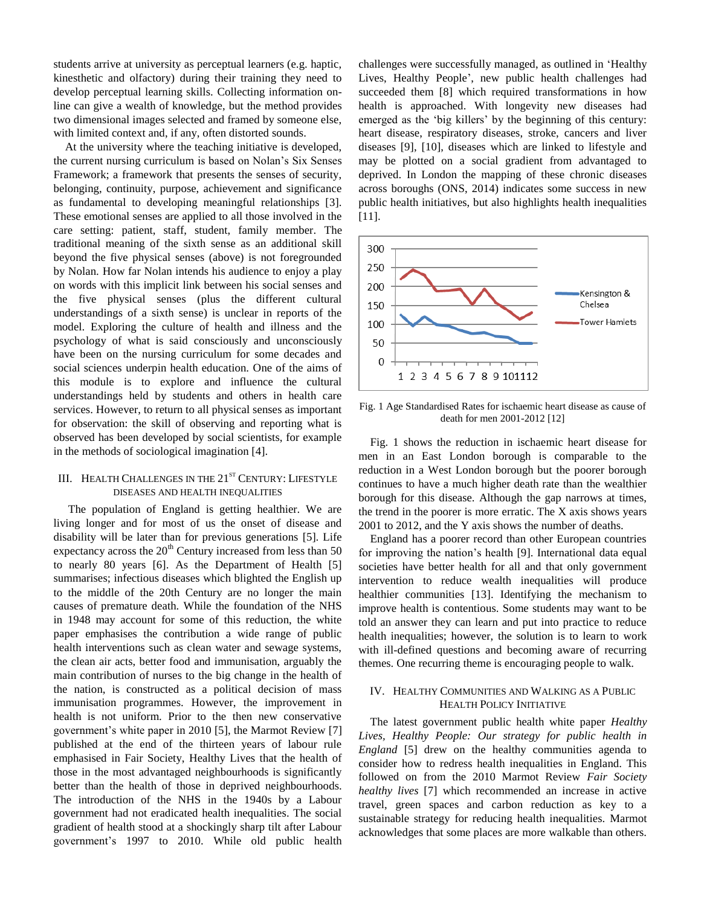students arrive at university as perceptual learners (e.g. haptic, kinesthetic and olfactory) during their training they need to develop perceptual learning skills. Collecting information on-line can give a wealth of knowledge, but the method provides two dimensional images selected and framed by someone else, with limited context and, if any, often distorted sounds.

At the university where the teaching initiative is developed, the current nursing curriculum is based on Nolan's Six Senses Framework; a framework that presents the senses of security, belonging, continuity, purpose, achievement and significance as fundamental to developing meaningful relationships [3]. These emotional senses are applied to all those involved in the care setting: patient, staff, student, family member. The traditional meaning of the sixth sense as an additional skill beyond the five physical senses (above) is not foregrounded by Nolan. How far Nolan intends his audience to enjoy a play on words with this implicit link between his social senses and the five physical senses (plus the different cultural understandings of a sixth sense) is unclear in reports of the model. Exploring the culture of health and illness and the psychology of what is said consciously and unconsciously have been on the nursing curriculum for some decades and social sciences underpin health education. One of the aims of this module is to explore and influence the cultural understandings held by students and others in health care services. However, to return to all physical senses as important for observation: the skill of observing and reporting what is observed has been developed by social scientists, for example in the methods of sociological imagination [4].

## III. Health Challenges in the 21st Century: Lifestyle Diseases and Health Inequalities

The population of England is getting healthier. We are living longer and for most of us the onset of disease and disability will be later than for previous generations [5]. Life expectancy across the 20th Century increased from less than 50 to nearly 80 years [6]. As the Department of Health [5] summarises; infectious diseases which blighted the English up to the middle of the 20th Century are no longer the main causes of premature death. While the foundation of the NHS in 1948 may account for some of this reduction, the white paper emphasises the contribution a wide range of public health interventions such as clean water and sewage systems, the clean air acts, better food and immunisation, arguably the main contribution of nurses to the big change in the health of the nation, is constructed as a political decision of mass immunisation programmes. However, the improvement in health is not uniform. Prior to the then new conservative government's white paper in 2010 [5], the Marmot Review [7] published at the end of the thirteen years of labour rule emphasised in Fair Society, Healthy Lives that the health of those in the most advantaged neighbourhoods is significantly better than the health of those in deprived neighbourhoods. The introduction of the NHS in the 1940s by a Labour government had not eradicated health inequalities. The social gradient of health stood at a shockingly sharp tilt after Labour government's 1997 to 2010. While old public health challenges were successfully managed, as outlined in 'Healthy Lives, Healthy People', new public health challenges had succeeded them [8] which required transformations in how health is approached. With longevity new diseases had emerged as the 'big killers' by the beginning of this century: heart disease, respiratory diseases, stroke, cancers and liver diseases [9], [10], diseases which are linked to lifestyle and may be plotted on a social gradient from advantaged to deprived. In London the mapping of these chronic diseases across boroughs (ONS, 2014) indicates some success in new public health initiatives, but also highlights health inequalities [11].

Fig. 1 Age Standardised Rates for ischaemic heart disease as cause of death for men 2001-2012 [12]

Fig. 1 shows the reduction in ischaemic heart disease for men in an East London borough is comparable to the reduction in a West London borough but the poorer borough continues to have a much higher death rate than the wealthier borough for this disease. Although the gap narrows at times, the trend in the poorer is more erratic. The X axis shows years 2001 to 2012, and the Y axis shows the number of deaths.

England has a poorer record than other European countries for improving the nation's health [9]. International data equal societies have better health for all and that only government intervention to reduce wealth inequalities will produce healthier communities [13]. Identifying the mechanism to improve health is contentious. Some students may want to be told an answer they can learn and put into practice to reduce health inequalities; however, the solution is to learn to work with ill-defined questions and becoming aware of recurring themes. One recurring theme is encouraging people to walk.

## IV. Healthy Communities and Walking as a Public Health Policy Initiative

The latest government public health white paper *Healthy Lives, Healthy People: Our strategy for public health in England* [5] drew on the healthy communities agenda to consider how to redress health inequalities in England. This followed on from the 2010 Marmot Review *Fair Society healthy lives* [7] which recommended an increase in active travel, green spaces and carbon reduction as key to a sustainable strategy for reducing health inequalities. Marmot acknowledges that some places are more walkable than others.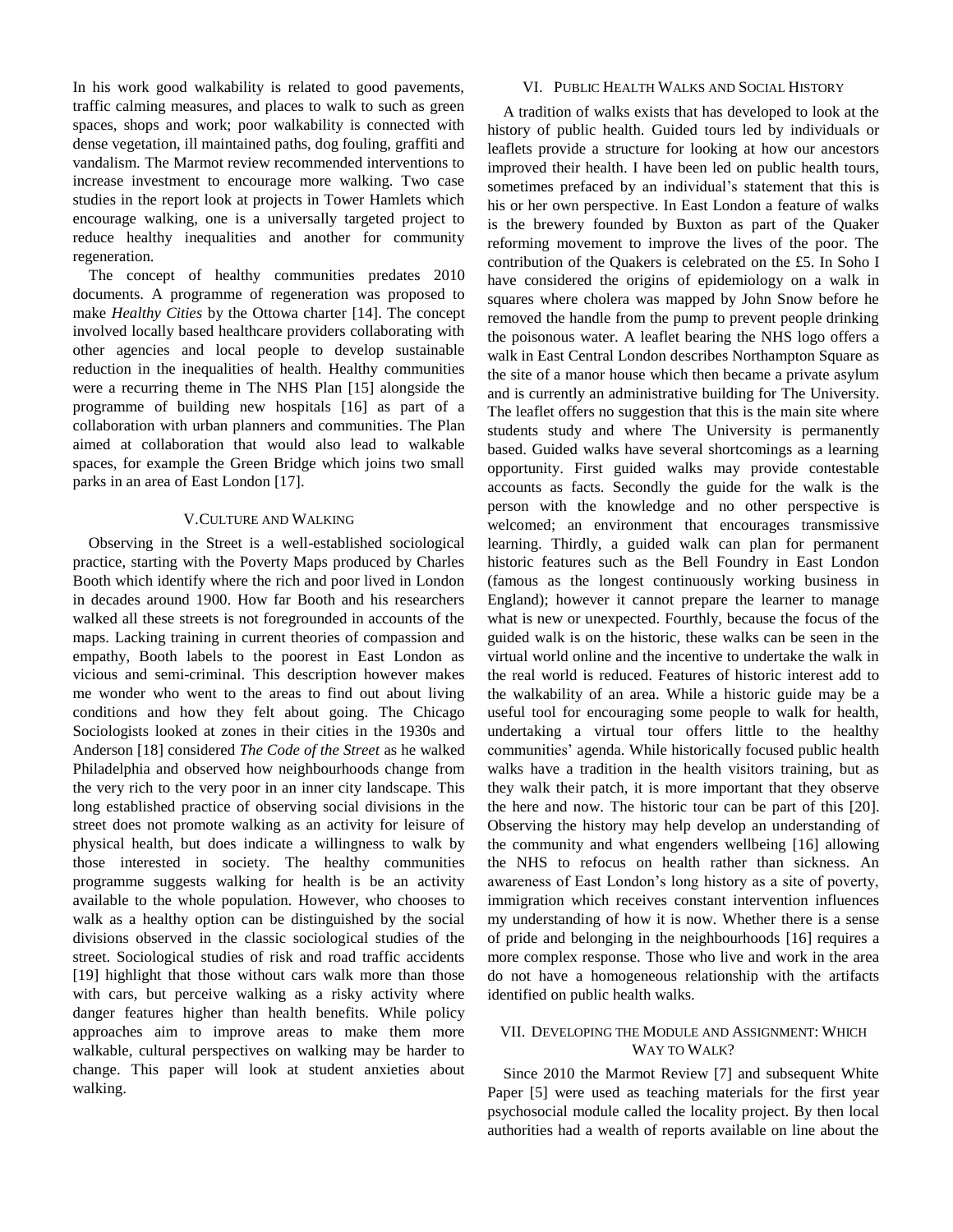In his work good walkability is related to good pavements, traffic calming measures, and places to walk to such as green spaces, shops and work; poor walkability is connected with dense vegetation, ill maintained paths, dog fouling, graffiti and vandalism. The Marmot review recommended interventions to increase investment to encourage more walking. Two case studies in the report look at projects in Tower Hamlets which encourage walking, one is a universally targeted project to reduce healthy inequalities and another for community regeneration.

The concept of healthy communities predates 2010 documents. A programme of regeneration was proposed to make *Healthy Cities* by the Ottowa charter [14]. The concept involved locally based healthcare providers collaborating with other agencies and local people to develop sustainable reduction in the inequalities of health. Healthy communities were a recurring theme in The NHS Plan [15] alongside the programme of building new hospitals [16] as part of a collaboration with urban planners and communities. The Plan aimed at collaboration that would also lead to walkable spaces, for example the Green Bridge which joins two small parks in an area of East London [17].

## V. Culture and Walking

Observing in the Street is a well-established sociological practice, starting with the Poverty Maps produced by Charles Booth which identify where the rich and poor lived in London in decades around 1900. How far Booth and his researchers walked all these streets is not foregrounded in accounts of the maps. Lacking training in current theories of compassion and empathy, Booth labels to the poorest in East London as vicious and semi-criminal. This description however makes me wonder who went to the areas to find out about living conditions and how they felt about going. The Chicago Sociologists looked at zones in their cities in the 1930s and Anderson [18] considered *The Code of the Street* as he walked Philadelphia and observed how neighbourhoods change from the very rich to the very poor in an inner city landscape. This long established practice of observing social divisions in the street does not promote walking as an activity for leisure of physical health, but does indicate a willingness to walk by those interested in society. The healthy communities programme suggests walking for health is be an activity available to the whole population. However, who chooses to walk as a healthy option can be distinguished by the social divisions observed in the classic sociological studies of the street. Sociological studies of risk and road traffic accidents [19] highlight that those without cars walk more than those with cars, but perceive walking as a risky activity where danger features higher than health benefits. While policy approaches aim to improve areas to make them more walkable, cultural perspectives on walking may be harder to change. This paper will look at student anxieties about walking.

## VI. Public Health Walks and Social History

A tradition of walks exists that has developed to look at the history of public health. Guided tours led by individuals or leaflets provide a structure for looking at how our ancestors improved their health. I have been led on public health tours, sometimes prefaced by an individual's statement that this is his or her own perspective. In East London a feature of walks is the brewery founded by Buxton as part of the Quaker reforming movement to improve the lives of the poor. The contribution of the Quakers is celebrated on the £5. In Soho I have considered the origins of epidemiology on a walk in squares where cholera was mapped by John Snow before he removed the handle from the pump to prevent people drinking the poisonous water. A leaflet bearing the NHS logo offers a walk in East Central London describes Northampton Square as the site of a manor house which then became a private asylum and is currently an administrative building for The University. The leaflet offers no suggestion that this is the main site where students study and where The University is permanently based. Guided walks have several shortcomings as a learning opportunity. First guided walks may provide contestable accounts as facts. Secondly the guide for the walk is the person with the knowledge and no other perspective is welcomed; an environment that encourages transmissive learning. Thirdly, a guided walk can plan for permanent historic features such as the Bell Foundry in East London (famous as the longest continuously working business in England); however it cannot prepare the learner to manage what is new or unexpected. Fourthly, because the focus of the guided walk is on the historic, these walks can be seen in the virtual world online and the incentive to undertake the walk in the real world is reduced. Features of historic interest add to the walkability of an area. While a historic guide may be a useful tool for encouraging some people to walk for health, undertaking a virtual tour offers little to the healthy communities' agenda. While historically focused public health walks have a tradition in the health visitors training, but as they walk their patch, it is more important that they observe the here and now. The historic tour can be part of this [20]. Observing the history may help develop an understanding of the community and what engenders wellbeing [16] allowing the NHS to refocus on health rather than sickness. An awareness of East London's long history as a site of poverty, immigration which receives constant intervention influences my understanding of how it is now. Whether there is a sense of pride and belonging in the neighbourhoods [16] requires a more complex response. Those who live and work in the area do not have a homogeneous relationship with the artifacts identified on public health walks.

## VII. Developing the Module and Assignment: Which Way to Walk?

Since 2010 the Marmot Review [7] and subsequent White Paper [5] were used as teaching materials for the first year psychosocial module called the locality project. By then local authorities had a wealth of reports available on line about the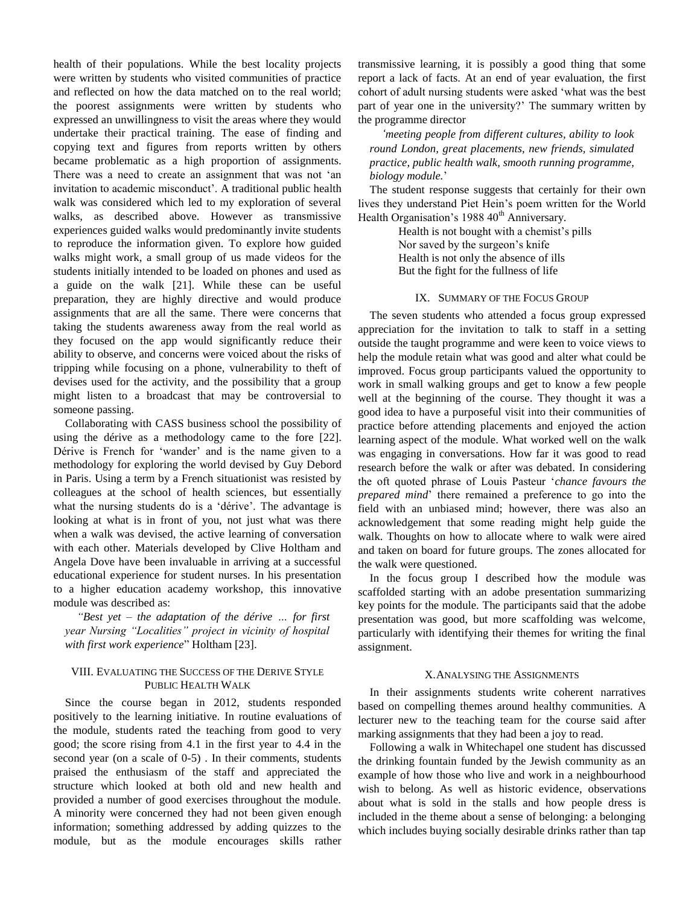health of their populations. While the best locality projects were written by students who visited communities of practice and reflected on how the data matched on to the real world; the poorest assignments were written by students who expressed an unwillingness to visit the areas where they would undertake their practical training. The ease of finding and copying text and figures from reports written by others became problematic as a high proportion of assignments. There was a need to create an assignment that was not 'an invitation to academic misconduct'. A traditional public health walk was considered which led to my exploration of several walks, as described above. However as transmissive experiences guided walks would predominantly invite students to reproduce the information given. To explore how guided walks might work, a small group of us made videos for the students initially intended to be loaded on phones and used as a guide on the walk [21]. While these can be useful preparation, they are highly directive and would produce assignments that are all the same. There were concerns that taking the students awareness away from the real world as they focused on the app would significantly reduce their ability to observe, and concerns were voiced about the risks of tripping while focusing on a phone, vulnerability to theft of devises used for the activity, and the possibility that a group might listen to a broadcast that may be controversial to someone passing.

Collaborating with CASS business school the possibility of using the dérive as a methodology came to the fore [22]. Dérive is French for 'wander' and is the name given to a methodology for exploring the world devised by Guy Debord in Paris. Using a term by a French situationist was resisted by colleagues at the school of health sciences, but essentially what the nursing students do is a 'dérive'. The advantage is looking at what is in front of you, not just what was there when a walk was devised, the active learning of conversation with each other. Materials developed by Clive Holtham and Angela Dove have been invaluable in arriving at a successful educational experience for student nurses. In his presentation to a higher education academy workshop, this innovative module was described as:

> "*Best yet – the adaptation of the dérive … for first year Nursing "Localities" project in vicinity of hospital with first work experience*" Holtham [23].

## VIII. Evaluating the Success of the Derive Style Public Health Walk

Since the course began in 2012, students responded positively to the learning initiative. In routine evaluations of the module, students rated the teaching from good to very good; the score rising from 4.1 in the first year to 4.4 in the second year (on a scale of 0-5) . In their comments, students praised the enthusiasm of the staff and appreciated the structure which looked at both old and new health and provided a number of good exercises throughout the module. A minority were concerned they had not been given enough information; something addressed by adding quizzes to the module, but as the module encourages skills rather transmissive learning, it is possibly a good thing that some report a lack of facts. At an end of year evaluation, the first cohort of adult nursing students were asked 'what was the best part of year one in the university?' The summary written by the programme director

> '*meeting people from different cultures, ability to look round London, great placements, new friends, simulated practice, public health walk, smooth running programme, biology module.*'

The student response suggests that certainly for their own lives they understand Piet Hein's poem written for the World Health Organisation's 1988 40th Anniversary.

> Health is not bought with a chemist's pills
> Nor saved by the surgeon's knife
> Health is not only the absence of ills
> But the fight for the fullness of life

## IX. Summary of the Focus Group

The seven students who attended a focus group expressed appreciation for the invitation to talk to staff in a setting outside the taught programme and were keen to voice views to help the module retain what was good and alter what could be improved. Focus group participants valued the opportunity to work in small walking groups and get to know a few people well at the beginning of the course. They thought it was a good idea to have a purposeful visit into their communities of practice before attending placements and enjoyed the action learning aspect of the module. What worked well on the walk was engaging in conversations. How far it was good to read research before the walk or after was debated. In considering the oft quoted phrase of Louis Pasteur '*chance favours the prepared mind*' there remained a preference to go into the field with an unbiased mind; however, there was also an acknowledgement that some reading might help guide the walk. Thoughts on how to allocate where to walk were aired and taken on board for future groups. The zones allocated for the walk were questioned.

In the focus group I described how the module was scaffolded starting with an adobe presentation summarizing key points for the module. The participants said that the adobe presentation was good, but more scaffolding was welcome, particularly with identifying their themes for writing the final assignment.

## X. Analysing the Assignments

In their assignments students write coherent narratives based on compelling themes around healthy communities. A lecturer new to the teaching team for the course said after marking assignments that they had been a joy to read.

Following a walk in Whitechapel one student has discussed the drinking fountain funded by the Jewish community as an example of how those who live and work in a neighbourhood wish to belong. As well as historic evidence, observations about what is sold in the stalls and how people dress is included in the theme about a sense of belonging: a belonging which includes buying socially desirable drinks rather than tap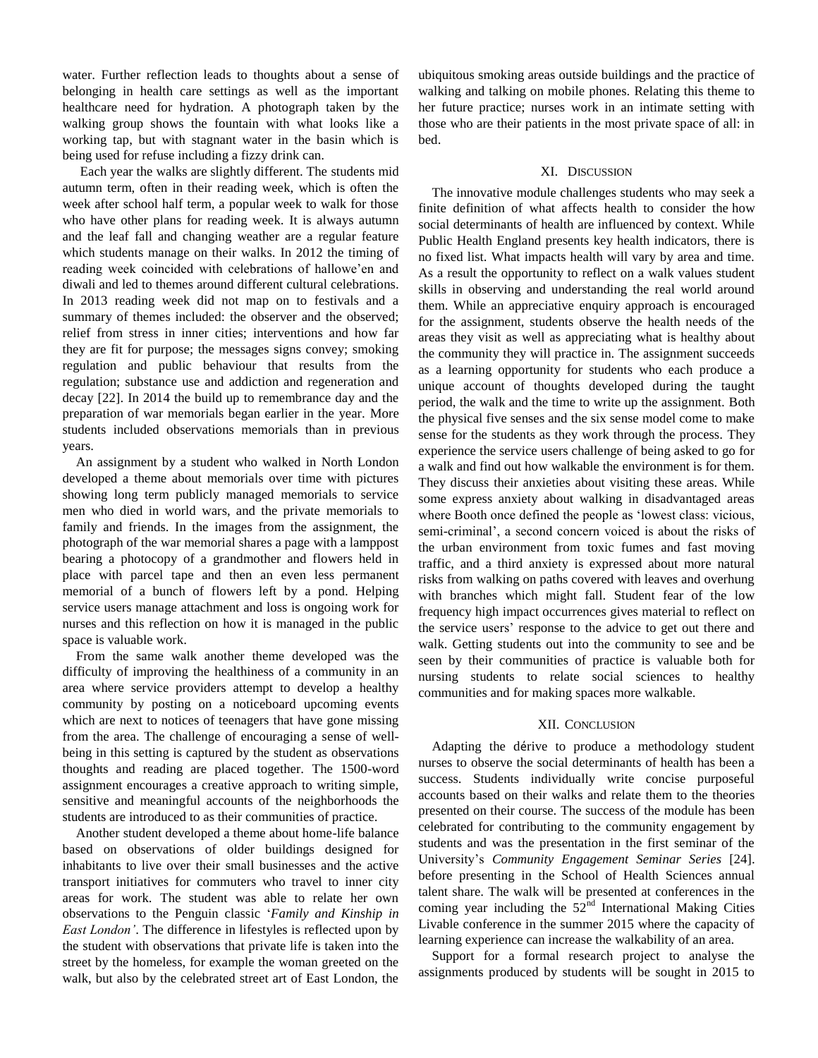water. Further reflection leads to thoughts about a sense of belonging in health care settings as well as the important healthcare need for hydration. A photograph taken by the walking group shows the fountain with what looks like a working tap, but with stagnant water in the basin which is being used for refuse including a fizzy drink can.

Each year the walks are slightly different. The students mid autumn term, often in their reading week, which is often the week after school half term, a popular week to walk for those who have other plans for reading week. It is always autumn and the leaf fall and changing weather are a regular feature which students manage on their walks. In 2012 the timing of reading week coincided with celebrations of hallowe'en and diwali and led to themes around different cultural celebrations. In 2013 reading week did not map on to festivals and a summary of themes included: the observer and the observed; relief from stress in inner cities; interventions and how far they are fit for purpose; the messages signs convey; smoking regulation and public behaviour that results from the regulation; substance use and addiction and regeneration and decay [22]. In 2014 the build up to remembrance day and the preparation of war memorials began earlier in the year. More students included observations memorials than in previous years.

An assignment by a student who walked in North London developed a theme about memorials over time with pictures showing long term publicly managed memorials to service men who died in world wars, and the private memorials to family and friends. In the images from the assignment, the photograph of the war memorial shares a page with a lamppost bearing a photocopy of a grandmother and flowers held in place with parcel tape and then an even less permanent memorial of a bunch of flowers left by a pond. Helping service users manage attachment and loss is ongoing work for nurses and this reflection on how it is managed in the public space is valuable work.

From the same walk another theme developed was the difficulty of improving the healthiness of a community in an area where service providers attempt to develop a healthy community by posting on a noticeboard upcoming events which are next to notices of teenagers that have gone missing from the area. The challenge of encouraging a sense of well-being in this setting is captured by the student as observations thoughts and reading are placed together. The 1500-word assignment encourages a creative approach to writing simple, sensitive and meaningful accounts of the neighborhoods the students are introduced to as their communities of practice.

Another student developed a theme about home-life balance based on observations of older buildings designed for inhabitants to live over their small businesses and the active transport initiatives for commuters who travel to inner city areas for work. The student was able to relate her own observations to the Penguin classic '*Family and Kinship in East London'*. The difference in lifestyles is reflected upon by the student with observations that private life is taken into the street by the homeless, for example the woman greeted on the walk, but also by the celebrated street art of East London, the ubiquitous smoking areas outside buildings and the practice of walking and talking on mobile phones. Relating this theme to her future practice; nurses work in an intimate setting with those who are their patients in the most private space of all: in bed.

## XI. Discussion

The innovative module challenges students who may seek a finite definition of what affects health to consider the how social determinants of health are influenced by context. While Public Health England presents key health indicators, there is no fixed list. What impacts health will vary by area and time. As a result the opportunity to reflect on a walk values student skills in observing and understanding the real world around them. While an appreciative enquiry approach is encouraged for the assignment, students observe the health needs of the areas they visit as well as appreciating what is healthy about the community they will practice in. The assignment succeeds as a learning opportunity for students who each produce a unique account of thoughts developed during the taught period, the walk and the time to write up the assignment. Both the physical five senses and the six sense model come to make sense for the students as they work through the process. They experience the service users challenge of being asked to go for a walk and find out how walkable the environment is for them. They discuss their anxieties about visiting these areas. While some express anxiety about walking in disadvantaged areas where Booth once defined the people as 'lowest class: vicious, semi-criminal', a second concern voiced is about the risks of the urban environment from toxic fumes and fast moving traffic, and a third anxiety is expressed about more natural risks from walking on paths covered with leaves and overhung with branches which might fall. Student fear of the low frequency high impact occurrences gives material to reflect on the service users' response to the advice to get out there and walk. Getting students out into the community to see and be seen by their communities of practice is valuable both for nursing students to relate social sciences to healthy communities and for making spaces more walkable.

## XII. Conclusion

Adapting the dérive to produce a methodology student nurses to observe the social determinants of health has been a success. Students individually write concise purposeful accounts based on their walks and relate them to the theories presented on their course. The success of the module has been celebrated for contributing to the community engagement by students and was the presentation in the first seminar of the University's *Community Engagement Seminar Series* [24]. before presenting in the School of Health Sciences annual talent share. The walk will be presented at conferences in the coming year including the 52nd International Making Cities Livable conference in the summer 2015 where the capacity of learning experience can increase the walkability of an area.

Support for a formal research project to analyse the assignments produced by students will be sought in 2015 to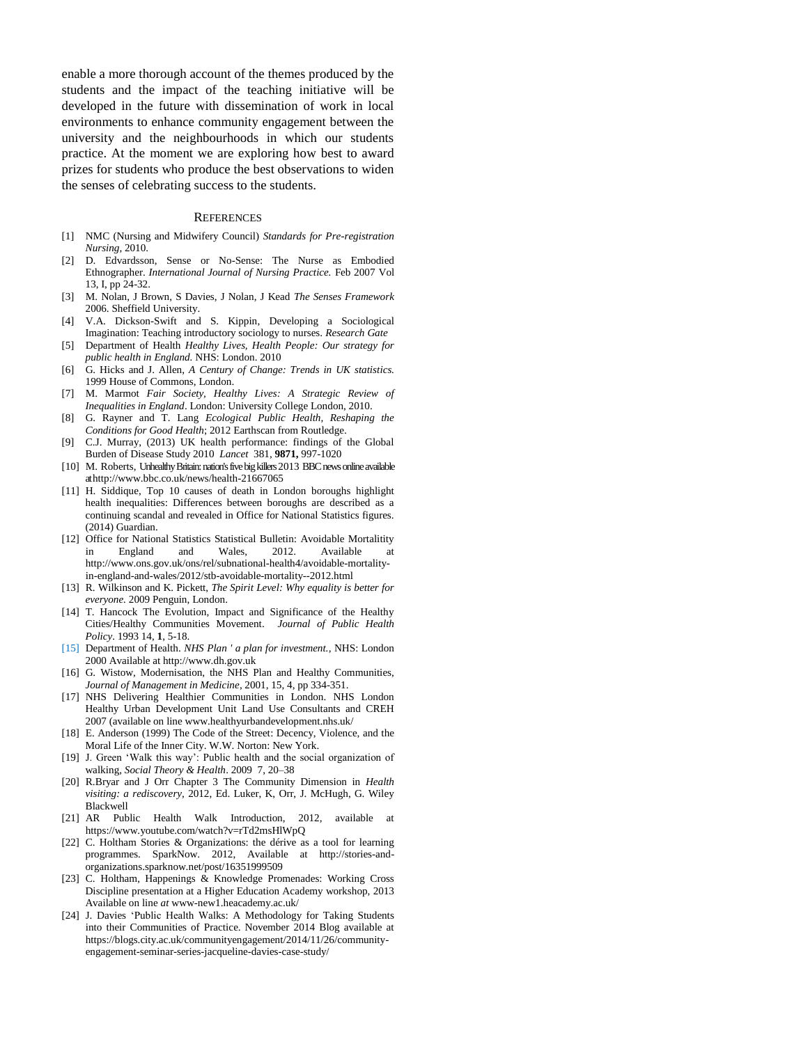enable a more thorough account of the themes produced by the students and the impact of the teaching initiative will be developed in the future with dissemination of work in local environments to enhance community engagement between the university and the neighbourhoods in which our students practice. At the moment we are exploring how best to award prizes for students who produce the best observations to widen the senses of celebrating success to the students.

## References

[1] NMC (Nursing and Midwifery Council) *Standards for Pre-registration Nursing*, 2010.

[2] D. Edvardsson, Sense or No-Sense: The Nurse as Embodied Ethnographer. *International Journal of Nursing Practice.* Feb 2007 Vol 13, I, pp 24-32.

[3] M. Nolan, J Brown, S Davies, J Nolan, J Kead *The Senses Framework* 2006. Sheffield University.

[4] V.A. Dickson-Swift and S. Kippin, Developing a Sociological Imagination: Teaching introductory sociology to nurses. *Research Gate*

[5] Department of Health *Healthy Lives, Health People: Our strategy for public health in England.* NHS: London. 2010

[6] G. Hicks and J. Allen, *A Century of Change: Trends in UK statistics.* 1999 House of Commons, London.

[7] M. Marmot *Fair Society, Healthy Lives: A Strategic Review of Inequalities in England*. London: University College London, 2010.

[8] G. Rayner and T. Lang *Ecological Public Health, Reshaping the Conditions for Good Health*; 2012 Earthscan from Routledge.

[9] C.J. Murray, (2013) UK health performance: findings of the Global Burden of Disease Study 2010 *Lancet* 381, **9871,** 997-1020

[10] M. Roberts, Unhealthy Britain: nation's five big killers 2013 BBC news online available at http://www.bbc.co.uk/news/health-21667065

[11] H. Siddique, Top 10 causes of death in London boroughs highlight health inequalities: Differences between boroughs are described as a continuing scandal and revealed in Office for National Statistics figures. (2014) Guardian.

[12] Office for National Statistics Statistical Bulletin: Avoidable Mortalitity in England and Wales, 2012. Available at http://www.ons.gov.uk/ons/rel/subnational-health4/avoidable-mortality-in-england-and-wales/2012/stb-avoidable-mortality--2012.html

[13] R. Wilkinson and K. Pickett, *The Spirit Level: Why equality is better for everyone.* 2009 Penguin, London.

[14] T. Hancock The Evolution, Impact and Significance of the Healthy Cities/Healthy Communities Movement. *Journal of Public Health Policy*. 1993 14, **1**, 5-18.

[15] Department of Health. *NHS Plan ' a plan for investment.*, NHS: London 2000 Available at http://www.dh.gov.uk

[16] G. Wistow, Modernisation, the NHS Plan and Healthy Communities, *Journal of Management in Medicine*, 2001, 15, 4, pp 334-351.

[17] NHS Delivering Healthier Communities in London. NHS London Healthy Urban Development Unit Land Use Consultants and CREH 2007 (available on line www.healthyurbandevelopment.nhs.uk/

[18] E. Anderson (1999) The Code of the Street: Decency, Violence, and the Moral Life of the Inner City. W.W. Norton: New York.

[19] J. Green 'Walk this way': Public health and the social organization of walking, *Social Theory & Health*. 2009 7, 20–38

[20] R.Bryar and J Orr Chapter 3 The Community Dimension in *Health visiting: a rediscovery*, 2012, Ed. Luker, K, Orr, J. McHugh, G. Wiley Blackwell

[21] AR Public Health Walk Introduction, 2012, available at https://www.youtube.com/watch?v=rTd2msHlWpQ

[22] C. Holtham Stories & Organizations: the dérive as a tool for learning programmes. SparkNow. 2012, Available at http://stories-and-organizations.sparknow.net/post/16351999509

[23] C. Holtham, Happenings & Knowledge Promenades: Working Cross Discipline presentation at a Higher Education Academy workshop, 2013 Available on line *at* www-new1.heacademy.ac.uk/

[24] J. Davies 'Public Health Walks: A Methodology for Taking Students into their Communities of Practice. November 2014 Blog available at https://blogs.city.ac.uk/communityengagement/2014/11/26/community-engagement-seminar-series-jacqueline-davies-case-study/